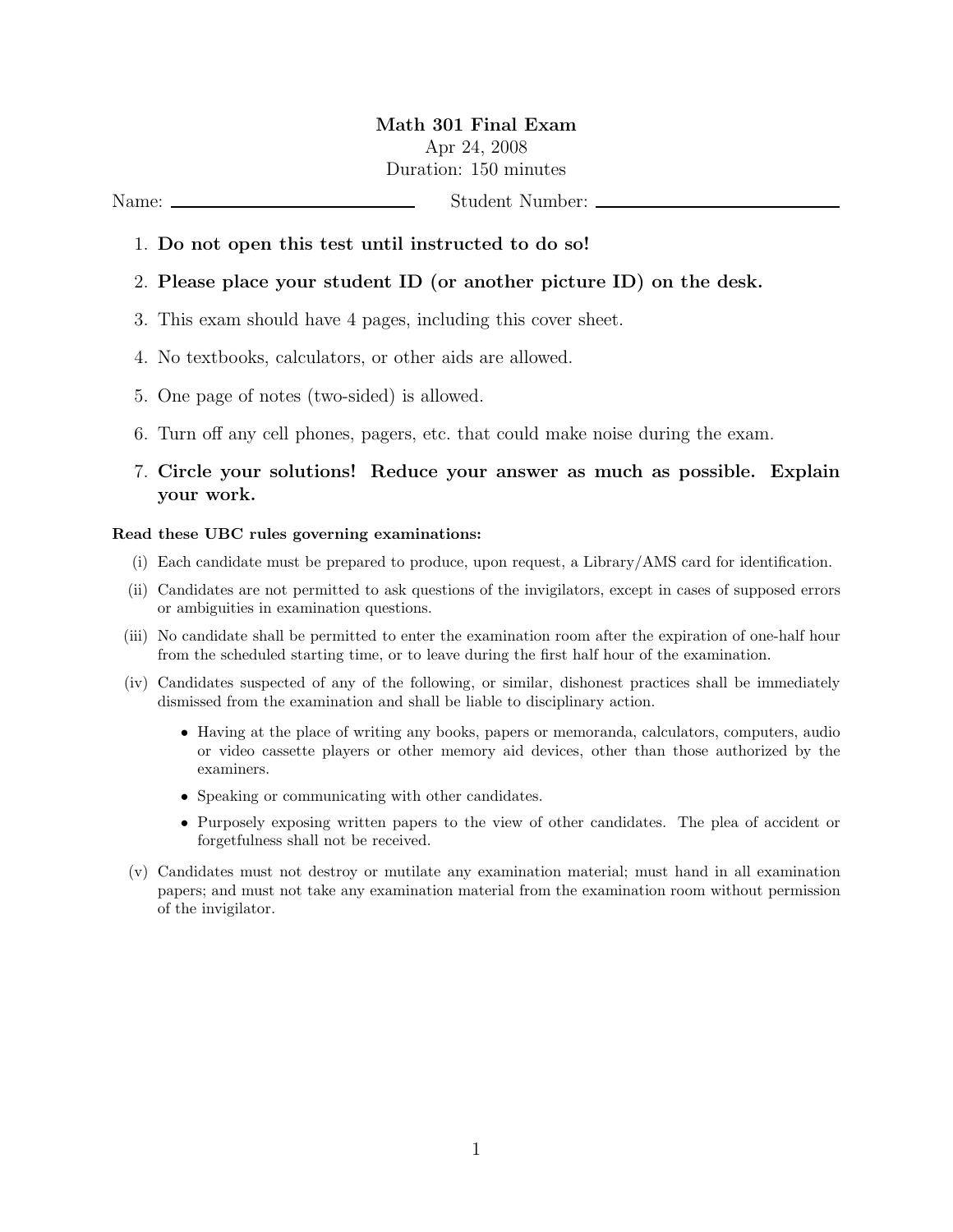# Math 301 Final Exam

Apr 24, 2008

Duration: 150 minutes

Name: ____________________ Student Number: ____________________

1. **Do not open this test until instructed to do so!**
2. **Please place your student ID (or another picture ID) on the desk.**
3. This exam should have 4 pages, including this cover sheet.
4. No textbooks, calculators, or other aids are allowed.
5. One page of notes (two-sided) is allowed.
6. Turn off any cell phones, pagers, etc. that could make noise during the exam.
7. **Circle your solutions! Reduce your answer as much as possible. Explain your work.**

**Read these UBC rules governing examinations:**

(i) Each candidate must be prepared to produce, upon request, a Library/AMS card for identification.

(ii) Candidates are not permitted to ask questions of the invigilators, except in cases of supposed errors or ambiguities in examination questions.

(iii) No candidate shall be permitted to enter the examination room after the expiration of one-half hour from the scheduled starting time, or to leave during the first half hour of the examination.

(iv) Candidates suspected of any of the following, or similar, dishonest practices shall be immediately dismissed from the examination and shall be liable to disciplinary action.

- Having at the place of writing any books, papers or memoranda, calculators, computers, audio or video cassette players or other memory aid devices, other than those authorized by the examiners.
- Speaking or communicating with other candidates.
- Purposely exposing written papers to the view of other candidates. The plea of accident or forgetfulness shall not be received.

(v) Candidates must not destroy or mutilate any examination material; must hand in all examination papers; and must not take any examination material from the examination room without permission of the invigilator.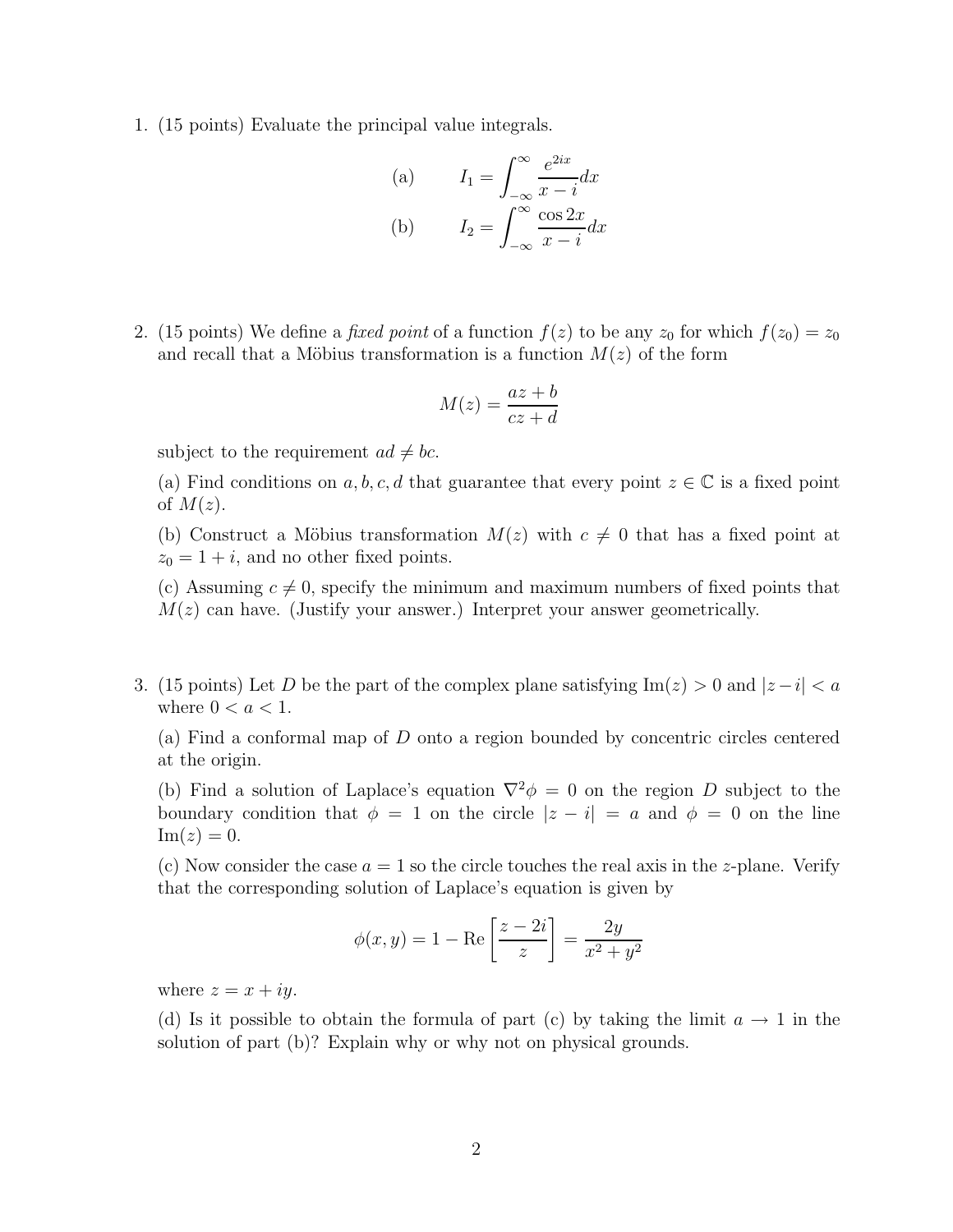1. (15 points) Evaluate the principal value integrals.

$$\text{(a)} \qquad I_1 = \int_{-\infty}^{\infty} \frac{e^{2ix}}{x-i} dx$$

$$\text{(b)} \qquad I_2 = \int_{-\infty}^{\infty} \frac{\cos 2x}{x-i} dx$$

2. (15 points) We define a *fixed point* of a function $f(z)$ to be any $z_0$ for which $f(z_0) = z_0$ and recall that a Möbius transformation is a function $M(z)$ of the form

$$M(z) = \frac{az+b}{cz+d}$$

subject to the requirement $ad \neq bc$.

(a) Find conditions on $a, b, c, d$ that guarantee that every point $z \in \mathbb{C}$ is a fixed point of $M(z)$.

(b) Construct a Möbius transformation $M(z)$ with $c \neq 0$ that has a fixed point at $z_0 = 1 + i$, and no other fixed points.

(c) Assuming $c \neq 0$, specify the minimum and maximum numbers of fixed points that $M(z)$ can have. (Justify your answer.) Interpret your answer geometrically.

3. (15 points) Let $D$ be the part of the complex plane satisfying $\text{Im}(z) > 0$ and $|z - i| < a$ where $0 < a < 1$.

(a) Find a conformal map of $D$ onto a region bounded by concentric circles centered at the origin.

(b) Find a solution of Laplace's equation $\nabla^2 \phi = 0$ on the region $D$ subject to the boundary condition that $\phi = 1$ on the circle $|z - i| = a$ and $\phi = 0$ on the line $\text{Im}(z) = 0$.

(c) Now consider the case $a = 1$ so the circle touches the real axis in the $z$-plane. Verify that the corresponding solution of Laplace's equation is given by

$$\phi(x, y) = 1 - \text{Re}\left[\frac{z - 2i}{z}\right] = \frac{2y}{x^2 + y^2}$$

where $z = x + iy$.

(d) Is it possible to obtain the formula of part (c) by taking the limit $a \to 1$ in the solution of part (b)? Explain why or why not on physical grounds.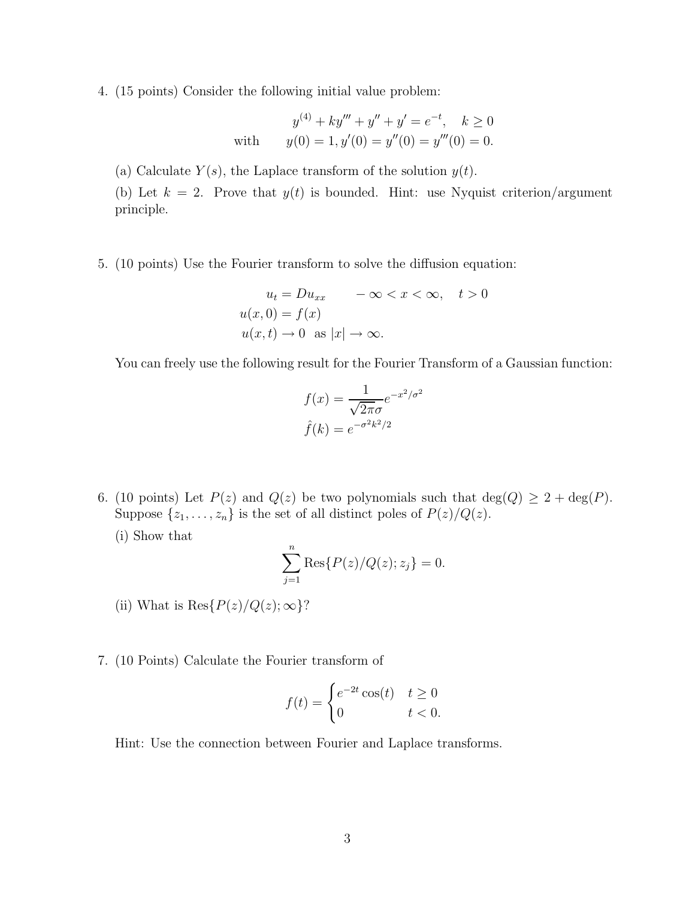4. (15 points) Consider the following initial value problem:

$$y^{(4)} + ky''' + y'' + y' = e^{-t}, \quad k \geq 0$$

$$\text{with} \quad y(0) = 1, y'(0) = y''(0) = y'''(0) = 0.$$

(a) Calculate $Y(s)$, the Laplace transform of the solution $y(t)$.

(b) Let $k = 2$. Prove that $y(t)$ is bounded. Hint: use Nyquist criterion/argument principle.

5. (10 points) Use the Fourier transform to solve the diffusion equation:

$$\begin{aligned} u_t &= Du_{xx} \qquad -\infty < x < \infty, \quad t > 0 \\ u(x,0) &= f(x) \\ u(x,t) &\to 0 \ \text{ as } |x| \to \infty. \end{aligned}$$

You can freely use the following result for the Fourier Transform of a Gaussian function:

$$\begin{aligned} f(x) &= \frac{1}{\sqrt{2\pi}\sigma} e^{-x^2/\sigma^2} \\ \hat{f}(k) &= e^{-\sigma^2 k^2/2} \end{aligned}$$

6. (10 points) Let $P(z)$ and $Q(z)$ be two polynomials such that $\deg(Q) \geq 2 + \deg(P)$. Suppose $\{z_1, \ldots, z_n\}$ is the set of all distinct poles of $P(z)/Q(z)$.

(i) Show that

$$\sum_{j=1}^{n} \text{Res}\{P(z)/Q(z); z_j\} = 0.$$

(ii) What is $\text{Res}\{P(z)/Q(z); \infty\}$?

7. (10 Points) Calculate the Fourier transform of

$$f(t) = \begin{cases} e^{-2t}\cos(t) & t \geq 0 \\ 0 & t < 0. \end{cases}$$

Hint: Use the connection between Fourier and Laplace transforms.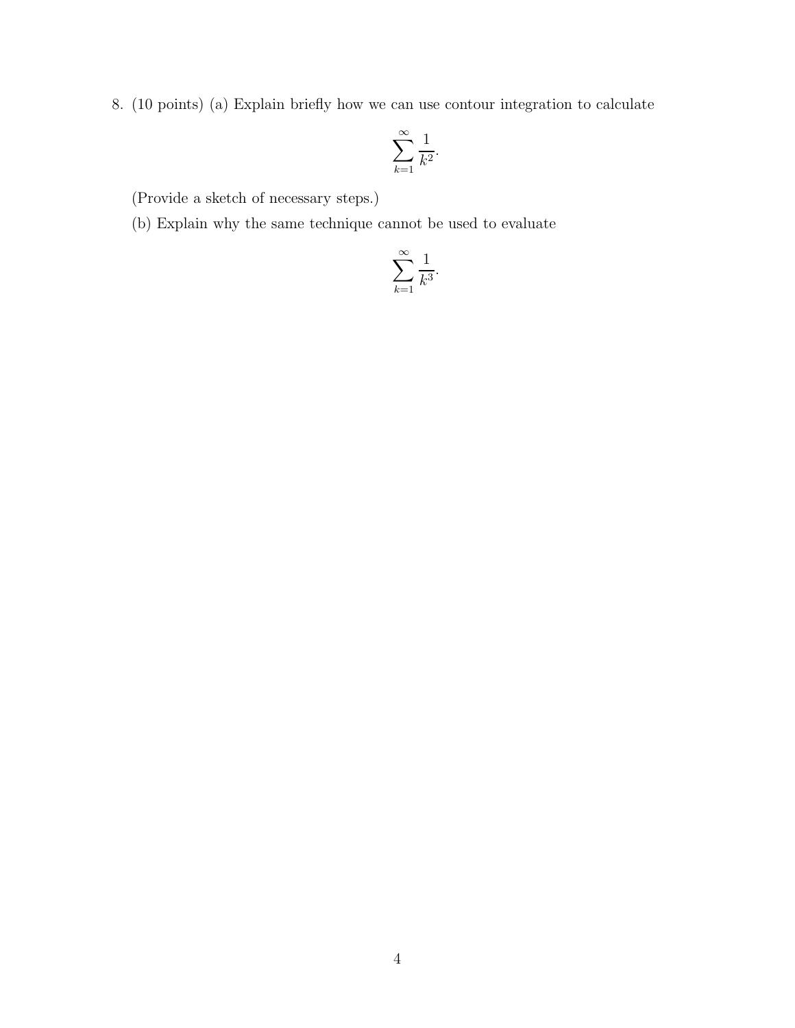8. (10 points) (a) Explain briefly how we can use contour integration to calculate

$$\sum_{k=1}^{\infty} \frac{1}{k^2}.$$

(Provide a sketch of necessary steps.)

(b) Explain why the same technique cannot be used to evaluate

$$\sum_{k=1}^{\infty} \frac{1}{k^3}.$$